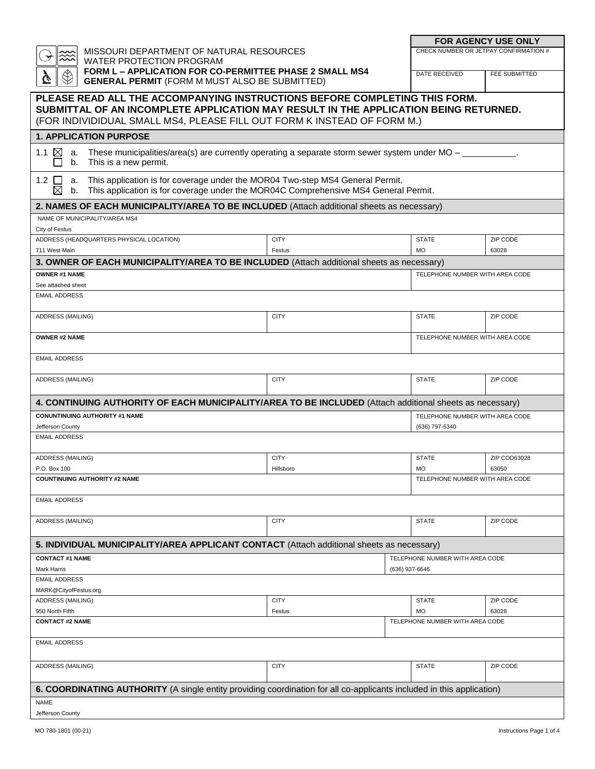MISSOURI DEPARTMENT OF NATURAL RESOURCES
WATER PROTECTION PROGRAM
**FORM L – APPLICATION FOR CO-PERMITTEE PHASE 2 SMALL MS4 GENERAL PERMIT** (FORM M MUST ALSO BE SUBMITTED)

| **FOR AGENCY USE ONLY** | |
|---|---|
| CHECK NUMBER OR JETPAY CONFIRMATION # | |
| DATE RECEIVED | FEE SUBMITTED |

**PLEASE READ ALL THE ACCOMPANYING INSTRUCTIONS BEFORE COMPLETING THIS FORM.**
**SUBMITTAL OF AN INCOMPLETE APPLICATION MAY RESULT IN THE APPLICATION BEING RETURNED.**
(FOR INDIVIDIDUAL SMALL MS4, PLEASE FILL OUT FORM K INSTEAD OF FORM M.)

## 1. APPLICATION PURPOSE

1.1 ☒ a. These municipalities/area(s) are currently operating a separate storm sewer system under MO – \_\_\_\_\_\_\_\_\_\_\_.
☐ b. This is a new permit.

1.2 ☐ a. This application is for coverage under the MOR04 Two-step MS4 General Permit.
☒ b. This application is for coverage under the MOR04C Comprehensive MS4 General Permit.

## 2. NAMES OF EACH MUNICIPALITY/AREA TO BE INCLUDED (Attach additional sheets as necessary)

| NAME OF MUNICIPALITY/AREA MS4 | | | |
|---|---|---|---|
| City of Festus | | | |
| ADDRESS (HEADQUARTERS PHYSICAL LOCATION) | CITY | STATE | ZIP CODE |
| 711 West Main | Festus | MO | 63028 |

## 3. OWNER OF EACH MUNICIPALITY/AREA TO BE INCLUDED (Attach additional sheets as necessary)

| **OWNER #1 NAME** | | TELEPHONE NUMBER WITH AREA CODE | |
|---|---|---|---|
| See attached sheet | | | |
| EMAIL ADDRESS | | | |
| | | | |
| ADDRESS (MAILING) | CITY | STATE | ZIP CODE |
| | | | |
| **OWNER #2 NAME** | | TELEPHONE NUMBER WITH AREA CODE | |
| | | | |
| EMAIL ADDRESS | | | |
| | | | |
| ADDRESS (MAILING) | CITY | STATE | ZIP CODE |
| | | | |

## 4. CONTINUING AUTHORITY OF EACH MUNICIPALITY/AREA TO BE INCLUDED (Attach additional sheets as necessary)

| **CONUNTINUING AUTHORITY #1 NAME** | | TELEPHONE NUMBER WITH AREA CODE | |
|---|---|---|---|
| Jefferson County | | (636) 797-5340 | |
| EMAIL ADDRESS | | | |
| | | | |
| ADDRESS (MAILING) | CITY | STATE | ZIP COD63028 |
| P.O. Box 100 | Hillsboro | MO | 63050 |
| **COUNTINUING AUTHORITY #2 NAME** | | TELEPHONE NUMBER WITH AREA CODE | |
| | | | |
| EMAIL ADDRESS | | | |
| | | | |
| ADDRESS (MAILING) | CITY | STATE | ZIP CODE |
| | | | |

## 5. INDIVIDUAL MUNICIPALITY/AREA APPLICANT CONTACT (Attach additional sheets as necessary)

| **CONTACT #1 NAME** | | TELEPHONE NUMBER WITH AREA CODE | |
|---|---|---|---|
| Mark Harris | | (636) 937-6646 | |
| EMAIL ADDRESS | | | |
| MARK@CityofFestus.org | | | |
| ADDRESS (MAILING) | CITY | STATE | ZIP CODE |
| 950 North Fifth | Festus | MO | 63028 |
| **CONTACT #2 NAME** | | TELEPHONE NUMBER WITH AREA CODE | |
| | | | |
| EMAIL ADDRESS | | | |
| | | | |
| ADDRESS (MAILING) | CITY | STATE | ZIP CODE |
| | | | |

## 6. COORDINATING AUTHORITY (A single entity providing coordination for all co-applicants included in this application)

| NAME |
|---|
| Jefferson County |

MO 780-1801 (00-21)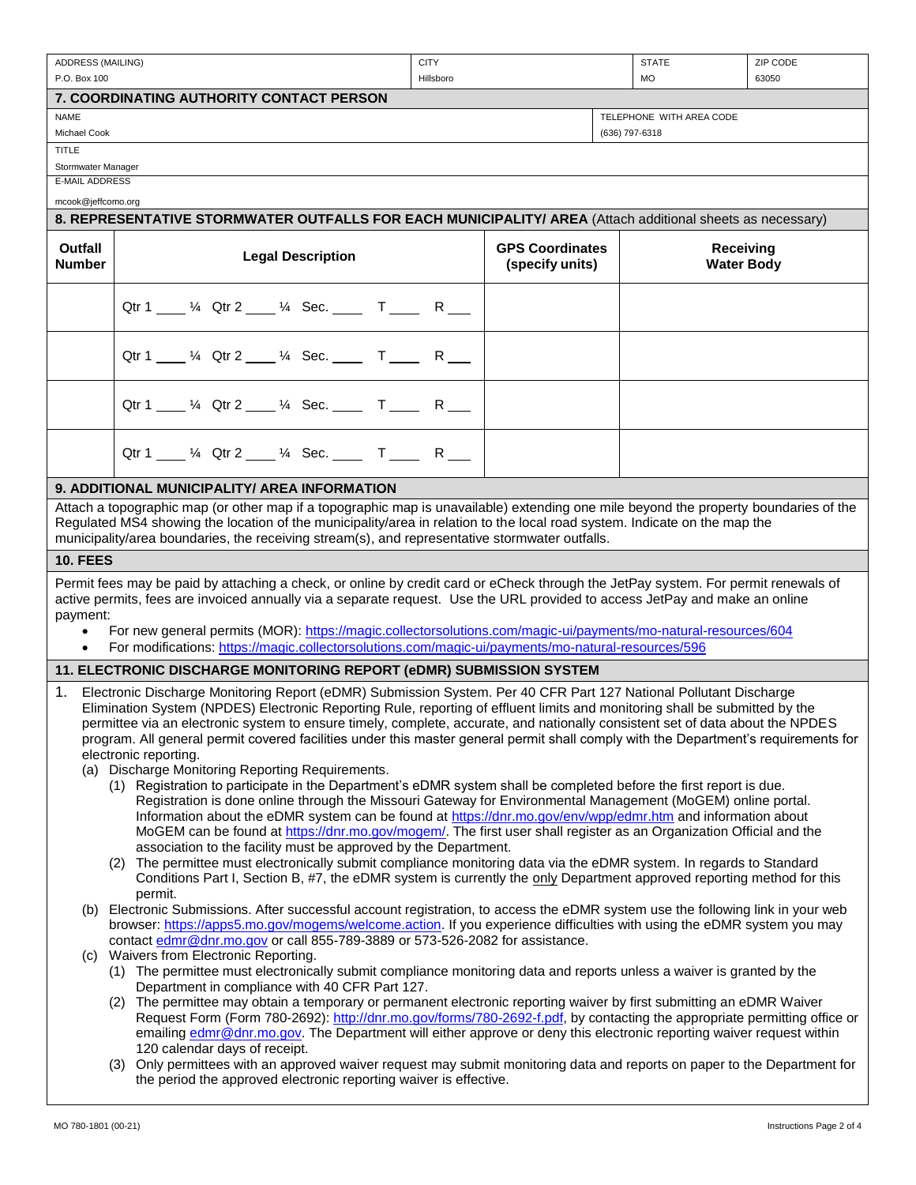| ADDRESS (MAILING) | CITY | STATE | ZIP CODE |
|---|---|---|---|
| P.O. Box 100 | Hillsboro | MO | 63050 |

## 7. COORDINATING AUTHORITY CONTACT PERSON

| NAME | TELEPHONE WITH AREA CODE |
|---|---|
| Michael Cook | (636) 797-6318 |

TITLE
Stormwater Manager

E-MAIL ADDRESS
mcook@jeffcomo.org

## 8. REPRESENTATIVE STORMWATER OUTFALLS FOR EACH MUNICIPALITY/ AREA (Attach additional sheets as necessary)

| Outfall Number | Legal Description | GPS Coordinates (specify units) | Receiving Water Body |
|---|---|---|---|
| | Qtr 1 ____ ¼ Qtr 2 ____ ¼ Sec. ____ T ____ R ___ | | |
| | Qtr 1 ____ ¼ Qtr 2 ____ ¼ Sec. ____ T ____ R ___ | | |
| | Qtr 1 ____ ¼ Qtr 2 ____ ¼ Sec. ____ T ____ R ___ | | |
| | Qtr 1 ____ ¼ Qtr 2 ____ ¼ Sec. ____ T ____ R ___ | | |

## 9. ADDITIONAL MUNICIPALITY/ AREA INFORMATION

Attach a topographic map (or other map if a topographic map is unavailable) extending one mile beyond the property boundaries of the Regulated MS4 showing the location of the municipality/area in relation to the local road system. Indicate on the map the municipality/area boundaries, the receiving stream(s), and representative stormwater outfalls.

## 10. FEES

Permit fees may be paid by attaching a check, or online by credit card or eCheck through the JetPay system. For permit renewals of active permits, fees are invoiced annually via a separate request. Use the URL provided to access JetPay and make an online payment:

- For new general permits (MOR): https://magic.collectorsolutions.com/magic-ui/payments/mo-natural-resources/604
- For modifications: https://magic.collectorsolutions.com/magic-ui/payments/mo-natural-resources/596

## 11. ELECTRONIC DISCHARGE MONITORING REPORT (eDMR) SUBMISSION SYSTEM

1. Electronic Discharge Monitoring Report (eDMR) Submission System. Per 40 CFR Part 127 National Pollutant Discharge Elimination System (NPDES) Electronic Reporting Rule, reporting of effluent limits and monitoring shall be submitted by the permittee via an electronic system to ensure timely, complete, accurate, and nationally consistent set of data about the NPDES program. All general permit covered facilities under this master general permit shall comply with the Department's requirements for electronic reporting.
   (a) Discharge Monitoring Reporting Requirements.
      (1) Registration to participate in the Department's eDMR system shall be completed before the first report is due. Registration is done online through the Missouri Gateway for Environmental Management (MoGEM) online portal. Information about the eDMR system can be found at https://dnr.mo.gov/env/wpp/edmr.htm and information about MoGEM can be found at https://dnr.mo.gov/mogem/. The first user shall register as an Organization Official and the association to the facility must be approved by the Department.
      (2) The permittee must electronically submit compliance monitoring data via the eDMR system. In regards to Standard Conditions Part I, Section B, #7, the eDMR system is currently the only Department approved reporting method for this permit.
   (b) Electronic Submissions. After successful account registration, to access the eDMR system use the following link in your web browser: https://apps5.mo.gov/mogems/welcome.action. If you experience difficulties with using the eDMR system you may contact edmr@dnr.mo.gov or call 855-789-3889 or 573-526-2082 for assistance.
   (c) Waivers from Electronic Reporting.
      (1) The permittee must electronically submit compliance monitoring data and reports unless a waiver is granted by the Department in compliance with 40 CFR Part 127.
      (2) The permittee may obtain a temporary or permanent electronic reporting waiver by first submitting an eDMR Waiver Request Form (Form 780-2692): http://dnr.mo.gov/forms/780-2692-f.pdf, by contacting the appropriate permitting office or emailing edmr@dnr.mo.gov. The Department will either approve or deny this electronic reporting waiver request within 120 calendar days of receipt.
      (3) Only permittees with an approved waiver request may submit monitoring data and reports on paper to the Department for the period the approved electronic reporting waiver is effective.

MO 780-1801 (00-21)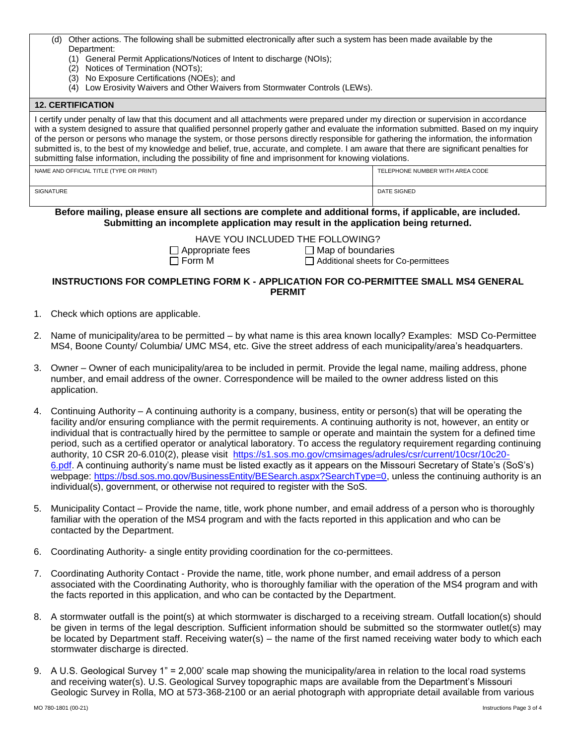(d) Other actions. The following shall be submitted electronically after such a system has been made available by the Department:
   (1) General Permit Applications/Notices of Intent to discharge (NOIs);
   (2) Notices of Termination (NOTs);
   (3) No Exposure Certifications (NOEs); and
   (4) Low Erosivity Waivers and Other Waivers from Stormwater Controls (LEWs).

## 12. CERTIFICATION

I certify under penalty of law that this document and all attachments were prepared under my direction or supervision in accordance with a system designed to assure that qualified personnel properly gather and evaluate the information submitted. Based on my inquiry of the person or persons who manage the system, or those persons directly responsible for gathering the information, the information submitted is, to the best of my knowledge and belief, true, accurate, and complete. I am aware that there are significant penalties for submitting false information, including the possibility of fine and imprisonment for knowing violations.

| NAME AND OFFICIAL TITLE (TYPE OR PRINT) | TELEPHONE NUMBER WITH AREA CODE |
|---|---|
| SIGNATURE | DATE SIGNED |

**Before mailing, please ensure all sections are complete and additional forms, if applicable, are included. Submitting an incomplete application may result in the application being returned.**

HAVE YOU INCLUDED THE FOLLOWING?

☐ Appropriate fees ☐ Map of boundaries
☐ Form M ☐ Additional sheets for Co-permittees

## INSTRUCTIONS FOR COMPLETING FORM K - APPLICATION FOR CO-PERMITTEE SMALL MS4 GENERAL PERMIT

1. Check which options are applicable.

2. Name of municipality/area to be permitted – by what name is this area known locally? Examples: MSD Co-Permittee MS4, Boone County/ Columbia/ UMC MS4, etc. Give the street address of each municipality/area's headquarters.

3. Owner – Owner of each municipality/area to be included in permit. Provide the legal name, mailing address, phone number, and email address of the owner. Correspondence will be mailed to the owner address listed on this application.

4. Continuing Authority – A continuing authority is a company, business, entity or person(s) that will be operating the facility and/or ensuring compliance with the permit requirements. A continuing authority is not, however, an entity or individual that is contractually hired by the permittee to sample or operate and maintain the system for a defined time period, such as a certified operator or analytical laboratory. To access the regulatory requirement regarding continuing authority, 10 CSR 20-6.010(2), please visit https://s1.sos.mo.gov/cmsimages/adrules/csr/current/10csr/10c20-6.pdf. A continuing authority's name must be listed exactly as it appears on the Missouri Secretary of State's (SoS's) webpage: https://bsd.sos.mo.gov/BusinessEntity/BESearch.aspx?SearchType=0, unless the continuing authority is an individual(s), government, or otherwise not required to register with the SoS.

5. Municipality Contact – Provide the name, title, work phone number, and email address of a person who is thoroughly familiar with the operation of the MS4 program and with the facts reported in this application and who can be contacted by the Department.

6. Coordinating Authority- a single entity providing coordination for the co-permittees.

7. Coordinating Authority Contact - Provide the name, title, work phone number, and email address of a person associated with the Coordinating Authority, who is thoroughly familiar with the operation of the MS4 program and with the facts reported in this application, and who can be contacted by the Department.

8. A stormwater outfall is the point(s) at which stormwater is discharged to a receiving stream. Outfall location(s) should be given in terms of the legal description. Sufficient information should be submitted so the stormwater outlet(s) may be located by Department staff. Receiving water(s) – the name of the first named receiving water body to which each stormwater discharge is directed.

9. A U.S. Geological Survey 1" = 2,000' scale map showing the municipality/area in relation to the local road systems and receiving water(s). U.S. Geological Survey topographic maps are available from the Department's Missouri Geologic Survey in Rolla, MO at 573-368-2100 or an aerial photograph with appropriate detail available from various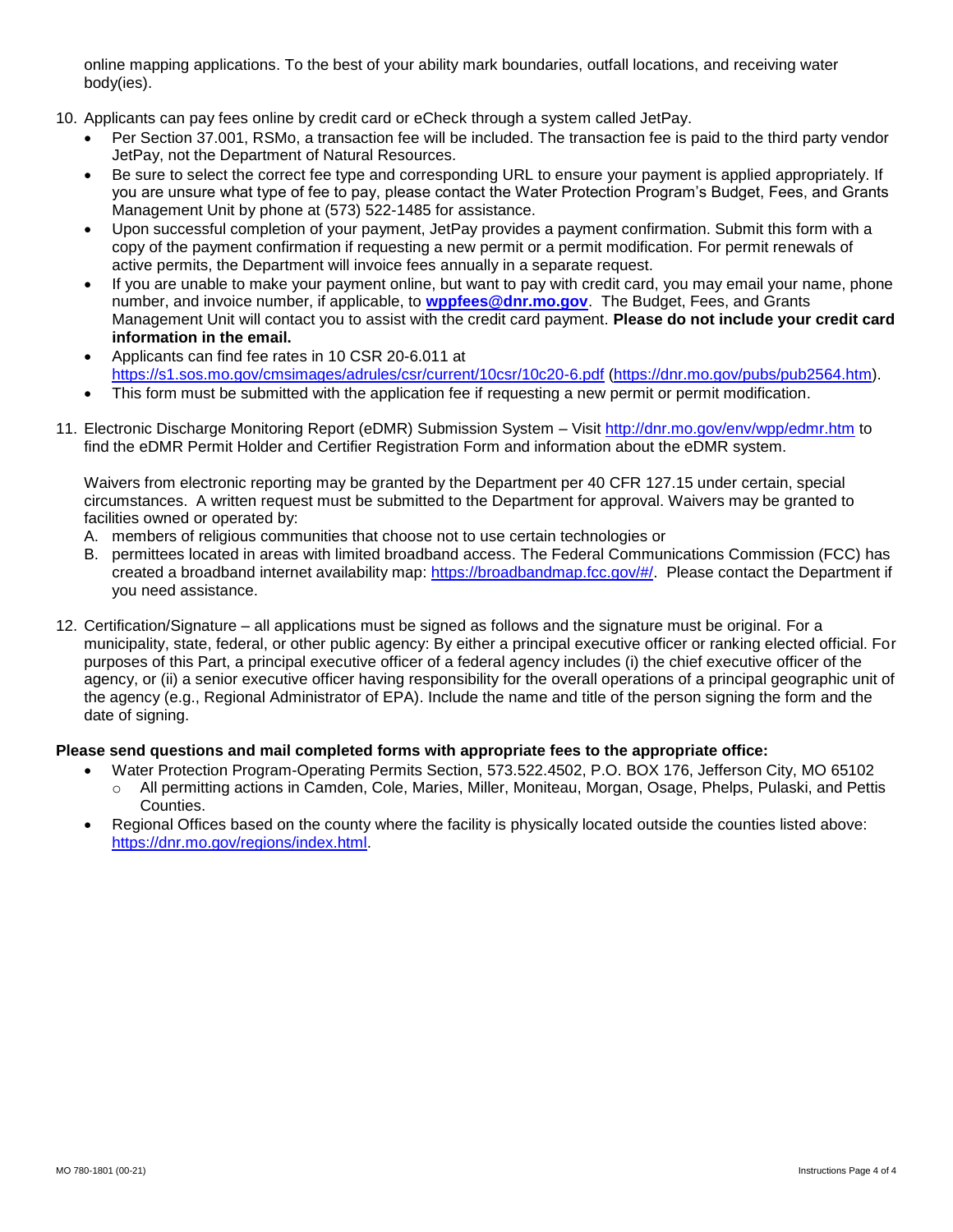online mapping applications. To the best of your ability mark boundaries, outfall locations, and receiving water body(ies).

10. Applicants can pay fees online by credit card or eCheck through a system called JetPay.
    - Per Section 37.001, RSMo, a transaction fee will be included. The transaction fee is paid to the third party vendor JetPay, not the Department of Natural Resources.
    - Be sure to select the correct fee type and corresponding URL to ensure your payment is applied appropriately. If you are unsure what type of fee to pay, please contact the Water Protection Program's Budget, Fees, and Grants Management Unit by phone at (573) 522-1485 for assistance.
    - Upon successful completion of your payment, JetPay provides a payment confirmation. Submit this form with a copy of the payment confirmation if requesting a new permit or a permit modification. For permit renewals of active permits, the Department will invoice fees annually in a separate request.
    - If you are unable to make your payment online, but want to pay with credit card, you may email your name, phone number, and invoice number, if applicable, to **wppfees@dnr.mo.gov**. The Budget, Fees, and Grants Management Unit will contact you to assist with the credit card payment. **Please do not include your credit card information in the email.**
    - Applicants can find fee rates in 10 CSR 20-6.011 at https://s1.sos.mo.gov/cmsimages/adrules/csr/current/10csr/10c20-6.pdf (https://dnr.mo.gov/pubs/pub2564.htm).
    - This form must be submitted with the application fee if requesting a new permit or permit modification.

11. Electronic Discharge Monitoring Report (eDMR) Submission System – Visit http://dnr.mo.gov/env/wpp/edmr.htm to find the eDMR Permit Holder and Certifier Registration Form and information about the eDMR system.

    Waivers from electronic reporting may be granted by the Department per 40 CFR 127.15 under certain, special circumstances. A written request must be submitted to the Department for approval. Waivers may be granted to facilities owned or operated by:
    A. members of religious communities that choose not to use certain technologies or
    B. permittees located in areas with limited broadband access. The Federal Communications Commission (FCC) has created a broadband internet availability map: https://broadbandmap.fcc.gov/#/. Please contact the Department if you need assistance.

12. Certification/Signature – all applications must be signed as follows and the signature must be original. For a municipality, state, federal, or other public agency: By either a principal executive officer or ranking elected official. For purposes of this Part, a principal executive officer of a federal agency includes (i) the chief executive officer of the agency, or (ii) a senior executive officer having responsibility for the overall operations of a principal geographic unit of the agency (e.g., Regional Administrator of EPA). Include the name and title of the person signing the form and the date of signing.

**Please send questions and mail completed forms with appropriate fees to the appropriate office:**

- Water Protection Program-Operating Permits Section, 573.522.4502, P.O. BOX 176, Jefferson City, MO 65102
  - All permitting actions in Camden, Cole, Maries, Miller, Moniteau, Morgan, Osage, Phelps, Pulaski, and Pettis Counties.
- Regional Offices based on the county where the facility is physically located outside the counties listed above: https://dnr.mo.gov/regions/index.html.

MO 780-1801 (00-21)